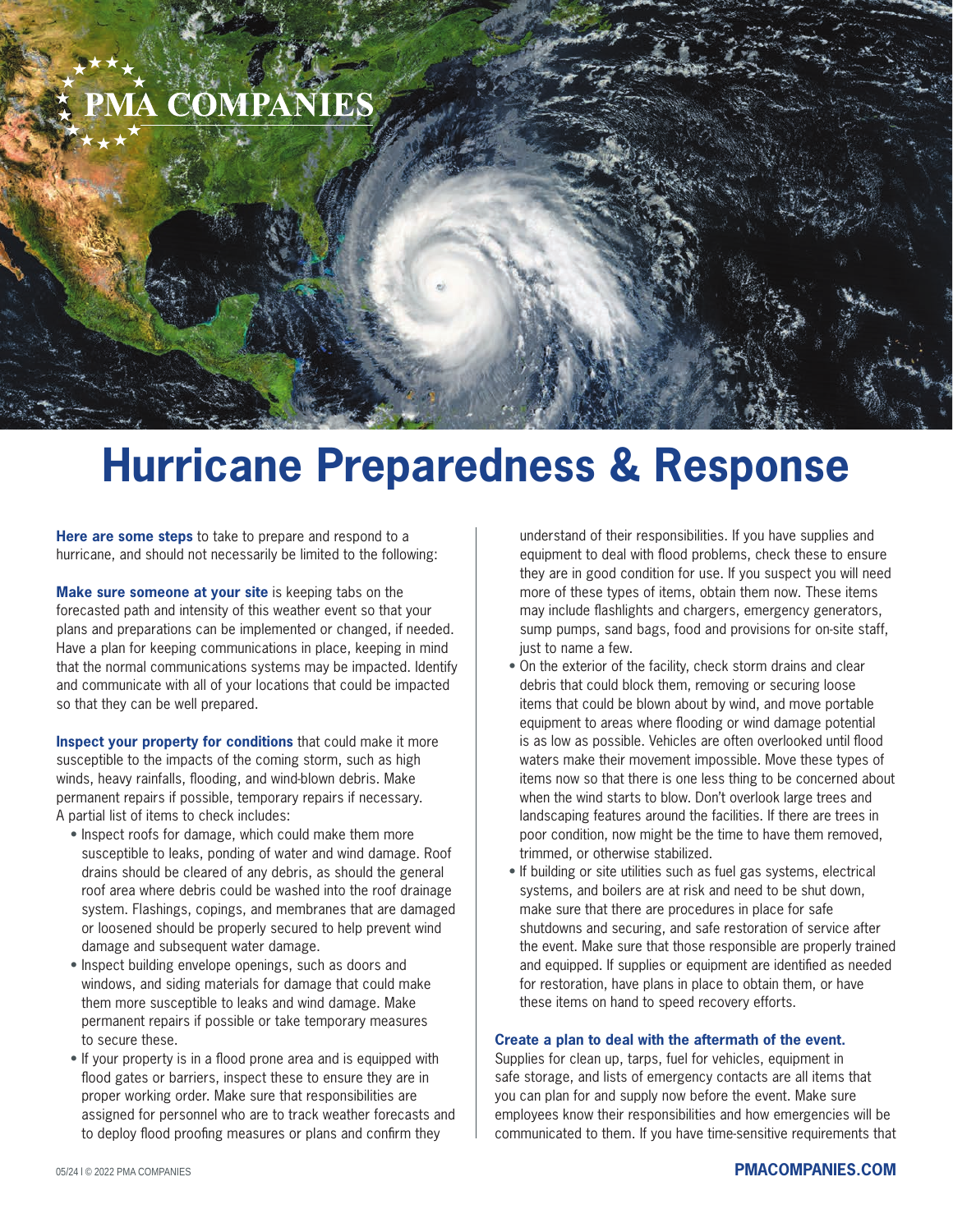# Hurricane Preparedness & Response

**Here are some steps** to take to prepare and respond to a hurricane, and should not necessarily be limited to the following:

**Make sure someone at your site** is keeping tabs on the forecasted path and intensity of this weather event so that your plans and preparations can be implemented or changed, if needed. Have a plan for keeping communications in place, keeping in mind that the normal communications systems may be impacted. Identify and communicate with all of your locations that could be impacted so that they can be well prepared.

**Inspect your property for conditions** that could make it more susceptible to the impacts of the coming storm, such as high winds, heavy rainfalls, flooding, and wind-blown debris. Make permanent repairs if possible, temporary repairs if necessary. A partial list of items to check includes:

- Inspect roofs for damage, which could make them more susceptible to leaks, ponding of water and wind damage. Roof drains should be cleared of any debris, as should the general roof area where debris could be washed into the roof drainage system. Flashings, copings, and membranes that are damaged or loosened should be properly secured to help prevent wind damage and subsequent water damage.
- Inspect building envelope openings, such as doors and windows, and siding materials for damage that could make them more susceptible to leaks and wind damage. Make permanent repairs if possible or take temporary measures to secure these.
- If your property is in a flood prone area and is equipped with flood gates or barriers, inspect these to ensure they are in proper working order. Make sure that responsibilities are assigned for personnel who are to track weather forecasts and to deploy flood proofing measures or plans and confirm they understand of their responsibilities. If you have supplies and equipment to deal with flood problems, check these to ensure they are in good condition for use. If you suspect you will need more of these types of items, obtain them now. These items may include flashlights and chargers, emergency generators, sump pumps, sand bags, food and provisions for on-site staff, just to name a few.
- On the exterior of the facility, check storm drains and clear debris that could block them, removing or securing loose items that could be blown about by wind, and move portable equipment to areas where flooding or wind damage potential is as low as possible. Vehicles are often overlooked until flood waters make their movement impossible. Move these types of items now so that there is one less thing to be concerned about when the wind starts to blow. Don't overlook large trees and landscaping features around the facilities. If there are trees in poor condition, now might be the time to have them removed, trimmed, or otherwise stabilized.
- If building or site utilities such as fuel gas systems, electrical systems, and boilers are at risk and need to be shut down, make sure that there are procedures in place for safe shutdowns and securing, and safe restoration of service after the event. Make sure that those responsible are properly trained and equipped. If supplies or equipment are identified as needed for restoration, have plans in place to obtain them, or have these items on hand to speed recovery efforts.

**Create a plan to deal with the aftermath of the event.** Supplies for clean up, tarps, fuel for vehicles, equipment in safe storage, and lists of emergency contacts are all items that you can plan for and supply now before the event. Make sure employees know their responsibilities and how emergencies will be communicated to them. If you have time-sensitive requirements that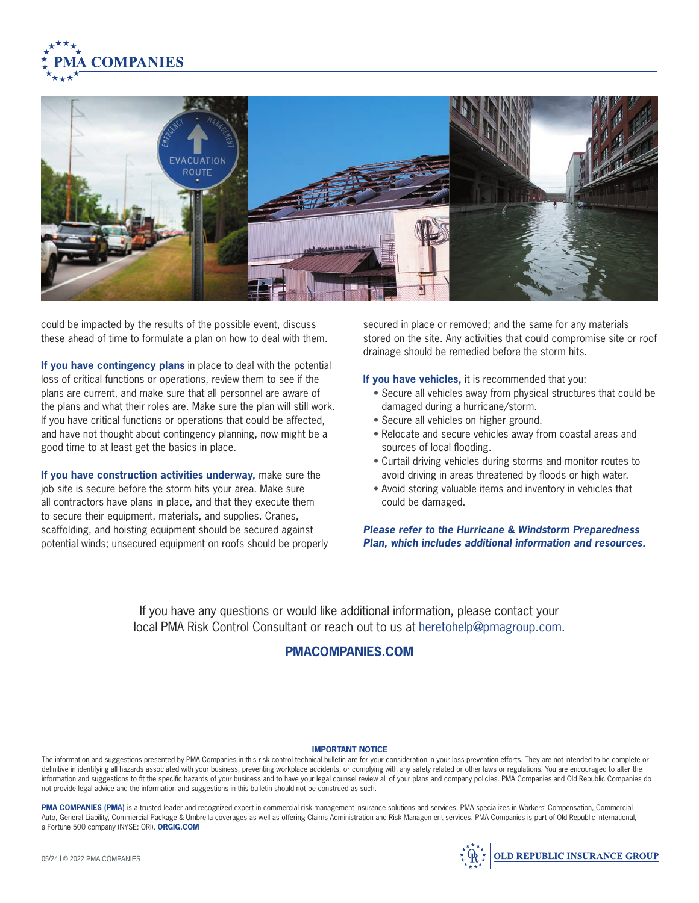could be impacted by the results of the possible event, discuss these ahead of time to formulate a plan on how to deal with them.

**If you have contingency plans** in place to deal with the potential loss of critical functions or operations, review them to see if the plans are current, and make sure that all personnel are aware of the plans and what their roles are. Make sure the plan will still work. If you have critical functions or operations that could be affected, and have not thought about contingency planning, now might be a good time to at least get the basics in place.

**If you have construction activities underway,** make sure the job site is secure before the storm hits your area. Make sure all contractors have plans in place, and that they execute them to secure their equipment, materials, and supplies. Cranes, scaffolding, and hoisting equipment should be secured against potential winds; unsecured equipment on roofs should be properly secured in place or removed; and the same for any materials stored on the site. Any activities that could compromise site or roof drainage should be remedied before the storm hits.

**If you have vehicles,** it is recommended that you:

- Secure all vehicles away from physical structures that could be damaged during a hurricane/storm.
- Secure all vehicles on higher ground.
- Relocate and secure vehicles away from coastal areas and sources of local flooding.
- Curtail driving vehicles during storms and monitor routes to avoid driving in areas threatened by floods or high water.
- Avoid storing valuable items and inventory in vehicles that could be damaged.

***Please refer to the Hurricane & Windstorm Preparedness Plan, which includes additional information and resources.***

If you have any questions or would like additional information, please contact your local PMA Risk Control Consultant or reach out to us at heretohelp@pmagroup.com.

**PMACOMPANIES.COM**

**IMPORTANT NOTICE**

The information and suggestions presented by PMA Companies in this risk control technical bulletin are for your consideration in your loss prevention efforts. They are not intended to be complete or definitive in identifying all hazards associated with your business, preventing workplace accidents, or complying with any safety related or other laws or regulations. You are encouraged to alter the information and suggestions to fit the specific hazards of your business and to have your legal counsel review all of your plans and company policies. PMA Companies and Old Republic Companies do not provide legal advice and the information and suggestions in this bulletin should not be construed as such.

**PMA COMPANIES (PMA)** is a trusted leader and recognized expert in commercial risk management insurance solutions and services. PMA specializes in Workers' Compensation, Commercial Auto, General Liability, Commercial Package & Umbrella coverages as well as offering Claims Administration and Risk Management services. PMA Companies is part of Old Republic International, a Fortune 500 company (NYSE: ORI). **ORGIG.COM**

05/24 | © 2022 PMA COMPANIES